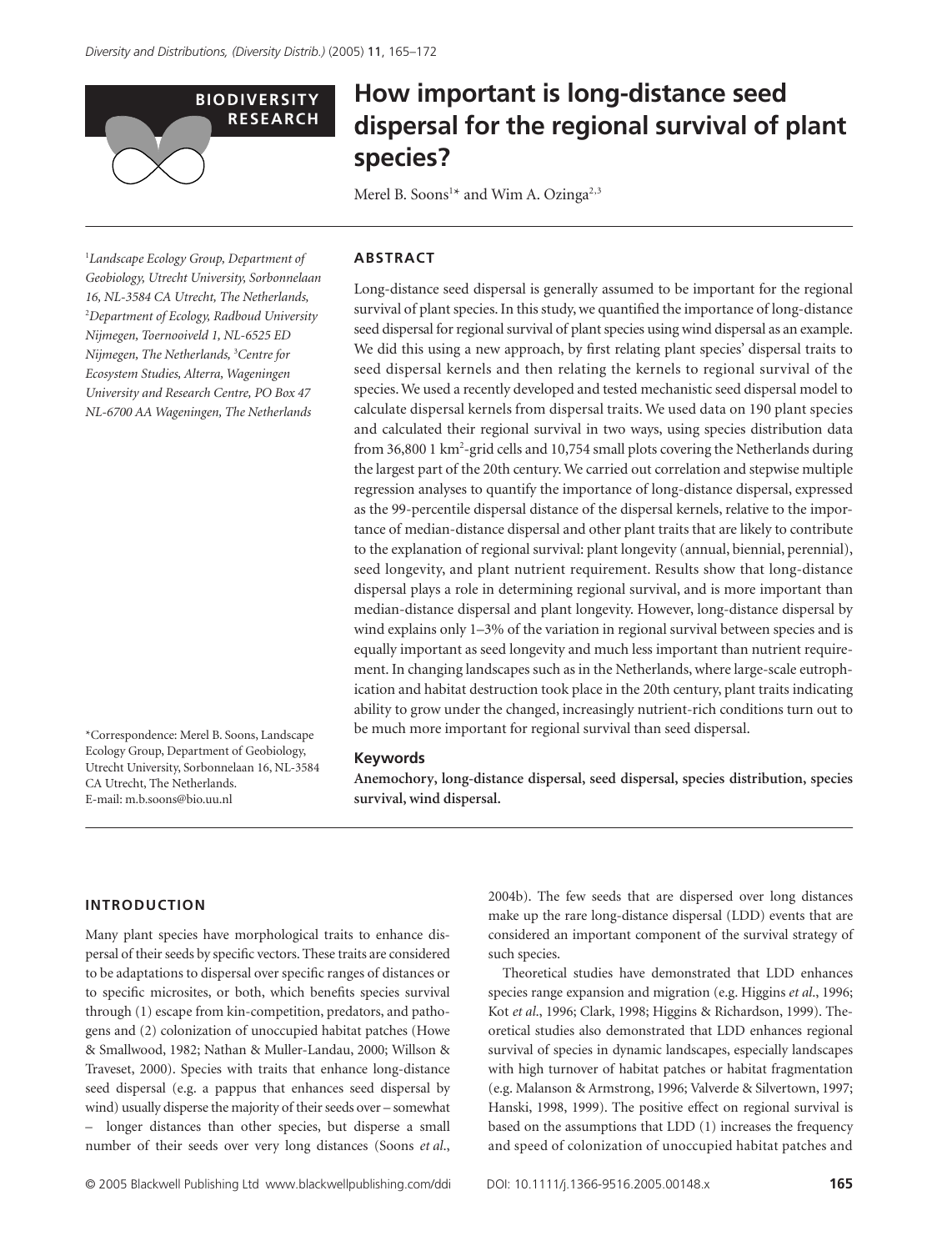BIODIVERSITY RESEARCH

# How important is long-distance seed dispersal for the regional survival of plant species?

Merel B. Soons[1]* and Wim A. Ozinga[2,3]

[1]Landscape Ecology Group, Department of Geobiology, Utrecht University, Sorbonnelaan 16, NL-3584 CA Utrecht, The Netherlands, [2]Department of Ecology, Radboud University Nijmegen, Toernooiveld 1, NL-6525 ED Nijmegen, The Netherlands, [3]Centre for Ecosystem Studies, Alterra, Wageningen University and Research Centre, PO Box 47 NL-6700 AA Wageningen, The Netherlands

*Correspondence: Merel B. Soons, Landscape Ecology Group, Department of Geobiology, Utrecht University, Sorbonnelaan 16, NL-3584 CA Utrecht, The Netherlands. E-mail: m.b.soons@bio.uu.nl

## ABSTRACT

Long-distance seed dispersal is generally assumed to be important for the regional survival of plant species. In this study, we quantified the importance of long-distance seed dispersal for regional survival of plant species using wind dispersal as an example. We did this using a new approach, by first relating plant species' dispersal traits to seed dispersal kernels and then relating the kernels to regional survival of the species. We used a recently developed and tested mechanistic seed dispersal model to calculate dispersal kernels from dispersal traits. We used data on 190 plant species and calculated their regional survival in two ways, using species distribution data from 36,800 1 $km^2$-grid cells and 10,754 small plots covering the Netherlands during the largest part of the 20th century. We carried out correlation and stepwise multiple regression analyses to quantify the importance of long-distance dispersal, expressed as the 99-percentile dispersal distance of the dispersal kernels, relative to the importance of median-distance dispersal and other plant traits that are likely to contribute to the explanation of regional survival: plant longevity (annual, biennial, perennial), seed longevity, and plant nutrient requirement. Results show that long-distance dispersal plays a role in determining regional survival, and is more important than median-distance dispersal and plant longevity. However, long-distance dispersal by wind explains only 1–3% of the variation in regional survival between species and is equally important as seed longevity and much less important than nutrient requirement. In changing landscapes such as in the Netherlands, where large-scale eutrophication and habitat destruction took place in the 20th century, plant traits indicating ability to grow under the changed, increasingly nutrient-rich conditions turn out to be much more important for regional survival than seed dispersal.

### Keywords

**Anemochory, long-distance dispersal, seed dispersal, species distribution, species survival, wind dispersal.**

## INTRODUCTION

Many plant species have morphological traits to enhance dispersal of their seeds by specific vectors. These traits are considered to be adaptations to dispersal over specific ranges of distances or to specific microsites, or both, which benefits species survival through (1) escape from kin-competition, predators, and pathogens and (2) colonization of unoccupied habitat patches (Howe & Smallwood, 1982; Nathan & Muller-Landau, 2000; Willson & Traveset, 2000). Species with traits that enhance long-distance seed dispersal (e.g. a pappus that enhances seed dispersal by wind) usually disperse the majority of their seeds over – somewhat – longer distances than other species, but disperse a small number of their seeds over very long distances (Soons *et al*., 2004b). The few seeds that are dispersed over long distances make up the rare long-distance dispersal (LDD) events that are considered an important component of the survival strategy of such species.

Theoretical studies have demonstrated that LDD enhances species range expansion and migration (e.g. Higgins *et al*., 1996; Kot *et al*., 1996; Clark, 1998; Higgins & Richardson, 1999). Theoretical studies also demonstrated that LDD enhances regional survival of species in dynamic landscapes, especially landscapes with high turnover of habitat patches or habitat fragmentation (e.g. Malanson & Armstrong, 1996; Valverde & Silvertown, 1997; Hanski, 1998, 1999). The positive effect on regional survival is based on the assumptions that LDD (1) increases the frequency and speed of colonization of unoccupied habitat patches and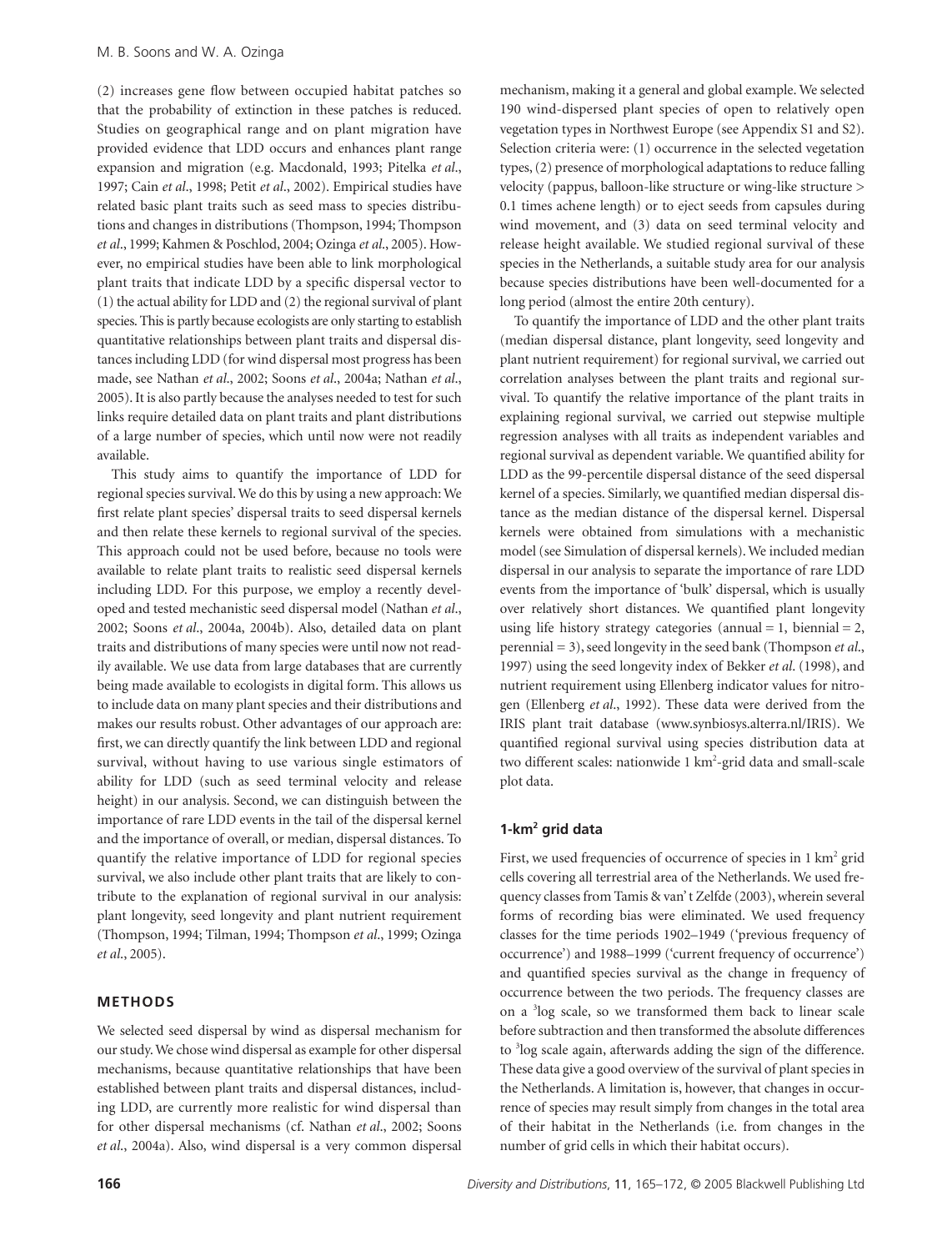(2) increases gene flow between occupied habitat patches so that the probability of extinction in these patches is reduced. Studies on geographical range and on plant migration have provided evidence that LDD occurs and enhances plant range expansion and migration (e.g. Macdonald, 1993; Pitelka *et al*., 1997; Cain *et al*., 1998; Petit *et al*., 2002). Empirical studies have related basic plant traits such as seed mass to species distributions and changes in distributions (Thompson, 1994; Thompson *et al*., 1999; Kahmen & Poschlod, 2004; Ozinga *et al*., 2005). However, no empirical studies have been able to link morphological plant traits that indicate LDD by a specific dispersal vector to (1) the actual ability for LDD and (2) the regional survival of plant species. This is partly because ecologists are only starting to establish quantitative relationships between plant traits and dispersal distances including LDD (for wind dispersal most progress has been made, see Nathan *et al*., 2002; Soons *et al*., 2004a; Nathan *et al*., 2005). It is also partly because the analyses needed to test for such links require detailed data on plant traits and plant distributions of a large number of species, which until now were not readily available.

This study aims to quantify the importance of LDD for regional species survival. We do this by using a new approach: We first relate plant species' dispersal traits to seed dispersal kernels and then relate these kernels to regional survival of the species. This approach could not be used before, because no tools were available to relate plant traits to realistic seed dispersal kernels including LDD. For this purpose, we employ a recently developed and tested mechanistic seed dispersal model (Nathan *et al*., 2002; Soons *et al*., 2004a, 2004b). Also, detailed data on plant traits and distributions of many species were until now not readily available. We use data from large databases that are currently being made available to ecologists in digital form. This allows us to include data on many plant species and their distributions and makes our results robust. Other advantages of our approach are: first, we can directly quantify the link between LDD and regional survival, without having to use various single estimators of ability for LDD (such as seed terminal velocity and release height) in our analysis. Second, we can distinguish between the importance of rare LDD events in the tail of the dispersal kernel and the importance of overall, or median, dispersal distances. To quantify the relative importance of LDD for regional species survival, we also include other plant traits that are likely to contribute to the explanation of regional survival in our analysis: plant longevity, seed longevity and plant nutrient requirement (Thompson, 1994; Tilman, 1994; Thompson *et al*., 1999; Ozinga *et al*., 2005).

## METHODS

We selected seed dispersal by wind as dispersal mechanism for our study. We chose wind dispersal as example for other dispersal mechanisms, because quantitative relationships that have been established between plant traits and dispersal distances, including LDD, are currently more realistic for wind dispersal than for other dispersal mechanisms (cf. Nathan *et al*., 2002; Soons *et al*., 2004a). Also, wind dispersal is a very common dispersal mechanism, making it a general and global example. We selected 190 wind-dispersed plant species of open to relatively open vegetation types in Northwest Europe (see Appendix S1 and S2). Selection criteria were: (1) occurrence in the selected vegetation types, (2) presence of morphological adaptations to reduce falling velocity (pappus, balloon-like structure or wing-like structure > 0.1 times achene length) or to eject seeds from capsules during wind movement, and (3) data on seed terminal velocity and release height available. We studied regional survival of these species in the Netherlands, a suitable study area for our analysis because species distributions have been well-documented for a long period (almost the entire 20th century).

To quantify the importance of LDD and the other plant traits (median dispersal distance, plant longevity, seed longevity and plant nutrient requirement) for regional survival, we carried out correlation analyses between the plant traits and regional survival. To quantify the relative importance of the plant traits in explaining regional survival, we carried out stepwise multiple regression analyses with all traits as independent variables and regional survival as dependent variable. We quantified ability for LDD as the 99-percentile dispersal distance of the seed dispersal kernel of a species. Similarly, we quantified median dispersal distance as the median distance of the dispersal kernel. Dispersal kernels were obtained from simulations with a mechanistic model (see Simulation of dispersal kernels). We included median dispersal in our analysis to separate the importance of rare LDD events from the importance of 'bulk' dispersal, which is usually over relatively short distances. We quantified plant longevity using life history strategy categories (annual = 1, biennial = 2, perennial = 3), seed longevity in the seed bank (Thompson *et al*., 1997) using the seed longevity index of Bekker *et al*. (1998), and nutrient requirement using Ellenberg indicator values for nitrogen (Ellenberg *et al*., 1992). These data were derived from the IRIS plant trait database (www.synbiosys.alterra.nl/IRIS). We quantified regional survival using species distribution data at two different scales: nationwide 1 km$^2$-grid data and small-scale plot data.

### 1-km$^2$ grid data

First, we used frequencies of occurrence of species in 1 km$^2$ grid cells covering all terrestrial area of the Netherlands. We used frequency classes from Tamis & van' t Zelfde (2003), wherein several forms of recording bias were eliminated. We used frequency classes for the time periods 1902–1949 ('previous frequency of occurrence') and 1988–1999 ('current frequency of occurrence') and quantified species survival as the change in frequency of occurrence between the two periods. The frequency classes are on a $^3$log scale, so we transformed them back to linear scale before subtraction and then transformed the absolute differences to $^3$log scale again, afterwards adding the sign of the difference. These data give a good overview of the survival of plant species in the Netherlands. A limitation is, however, that changes in occurrence of species may result simply from changes in the total area of their habitat in the Netherlands (i.e. from changes in the number of grid cells in which their habitat occurs).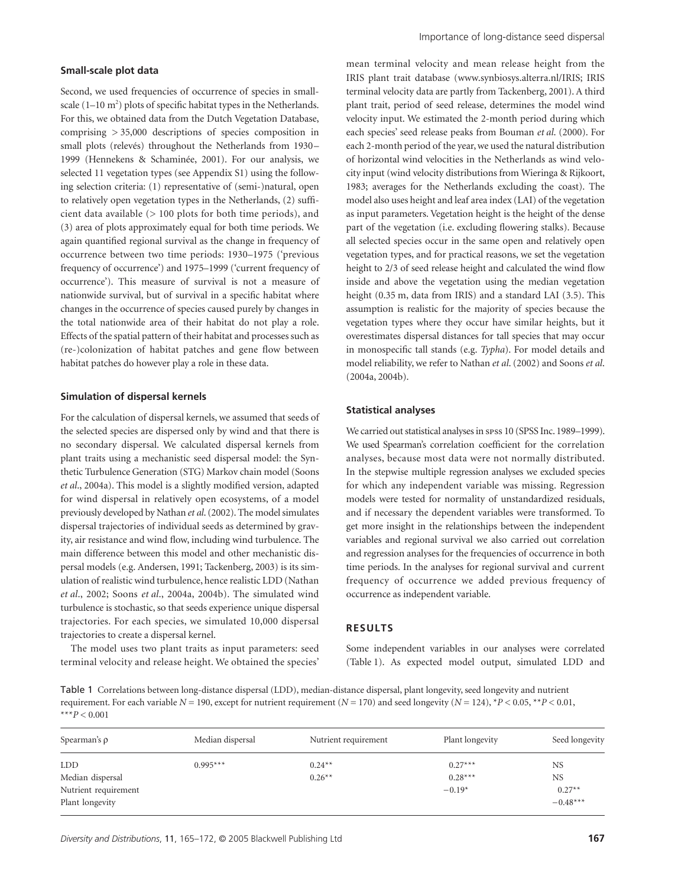### Small-scale plot data

Second, we used frequencies of occurrence of species in small-scale (1–10 $m^2$) plots of specific habitat types in the Netherlands. For this, we obtained data from the Dutch Vegetation Database, comprising > 35,000 descriptions of species composition in small plots (relevés) throughout the Netherlands from 1930–1999 (Hennekens & Schaminée, 2001). For our analysis, we selected 11 vegetation types (see Appendix S1) using the following selection criteria: (1) representative of (semi-)natural, open to relatively open vegetation types in the Netherlands, (2) sufficient data available (> 100 plots for both time periods), and (3) area of plots approximately equal for both time periods. We again quantified regional survival as the change in frequency of occurrence between two time periods: 1930–1975 ('previous frequency of occurrence') and 1975–1999 ('current frequency of occurrence'). This measure of survival is not a measure of nationwide survival, but of survival in a specific habitat where changes in the occurrence of species caused purely by changes in the total nationwide area of their habitat do not play a role. Effects of the spatial pattern of their habitat and processes such as (re-)colonization of habitat patches and gene flow between habitat patches do however play a role in these data.

### Simulation of dispersal kernels

For the calculation of dispersal kernels, we assumed that seeds of the selected species are dispersed only by wind and that there is no secondary dispersal. We calculated dispersal kernels from plant traits using a mechanistic seed dispersal model: the Synthetic Turbulence Generation (STG) Markov chain model (Soons *et al*., 2004a). This model is a slightly modified version, adapted for wind dispersal in relatively open ecosystems, of a model previously developed by Nathan *et al*. (2002). The model simulates dispersal trajectories of individual seeds as determined by gravity, air resistance and wind flow, including wind turbulence. The main difference between this model and other mechanistic dispersal models (e.g. Andersen, 1991; Tackenberg, 2003) is its simulation of realistic wind turbulence, hence realistic LDD (Nathan *et al*., 2002; Soons *et al*., 2004a, 2004b). The simulated wind turbulence is stochastic, so that seeds experience unique dispersal trajectories. For each species, we simulated 10,000 dispersal trajectories to create a dispersal kernel.

The model uses two plant traits as input parameters: seed terminal velocity and release height. We obtained the species' mean terminal velocity and mean release height from the IRIS plant trait database (www.synbiosys.alterra.nl/IRIS; IRIS terminal velocity data are partly from Tackenberg, 2001). A third plant trait, period of seed release, determines the model wind velocity input. We estimated the 2-month period during which each species' seed release peaks from Bouman *et al*. (2000). For each 2-month period of the year, we used the natural distribution of horizontal wind velocities in the Netherlands as wind velocity input (wind velocity distributions from Wieringa & Rijkoort, 1983; averages for the Netherlands excluding the coast). The model also uses height and leaf area index (LAI) of the vegetation as input parameters. Vegetation height is the height of the dense part of the vegetation (i.e. excluding flowering stalks). Because all selected species occur in the same open and relatively open vegetation types, and for practical reasons, we set the vegetation height to 2/3 of seed release height and calculated the wind flow inside and above the vegetation using the median vegetation height (0.35 m, data from IRIS) and a standard LAI (3.5). This assumption is realistic for the majority of species because the vegetation types where they occur have similar heights, but it overestimates dispersal distances for tall species that may occur in monospecific tall stands (e.g. *Typha*). For model details and model reliability, we refer to Nathan *et al*. (2002) and Soons *et al*. (2004a, 2004b).

### Statistical analyses

We carried out statistical analyses in SPSS 10 (SPSS Inc. 1989–1999). We used Spearman's correlation coefficient for the correlation analyses, because most data were not normally distributed. In the stepwise multiple regression analyses we excluded species for which any independent variable was missing. Regression models were tested for normality of unstandardized residuals, and if necessary the dependent variables were transformed. To get more insight in the relationships between the independent variables and regional survival we also carried out correlation and regression analyses for the frequencies of occurrence in both time periods. In the analyses for regional survival and current frequency of occurrence we added previous frequency of occurrence as independent variable.

## RESULTS

Some independent variables in our analyses were correlated (Table 1). As expected model output, simulated LDD and

Table 1 Correlations between long-distance dispersal (LDD), median-distance dispersal, plant longevity, seed longevity and nutrient requirement. For each variable $N = 190$, except for nutrient requirement ($N = 170$) and seed longevity ($N = 124$), \*$P < 0.05$, \*\*$P < 0.01$, \*\*\*$P < 0.001$

| Spearman's ρ | Median dispersal | Nutrient requirement | Plant longevity | Seed longevity |
|---|---|---|---|---|
| LDD | 0.995*** | 0.24** | 0.27*** | NS |
| Median dispersal | | 0.26** | 0.28*** | NS |
| Nutrient requirement | | | −0.19* | 0.27** |
| Plant longevity | | | | −0.48*** |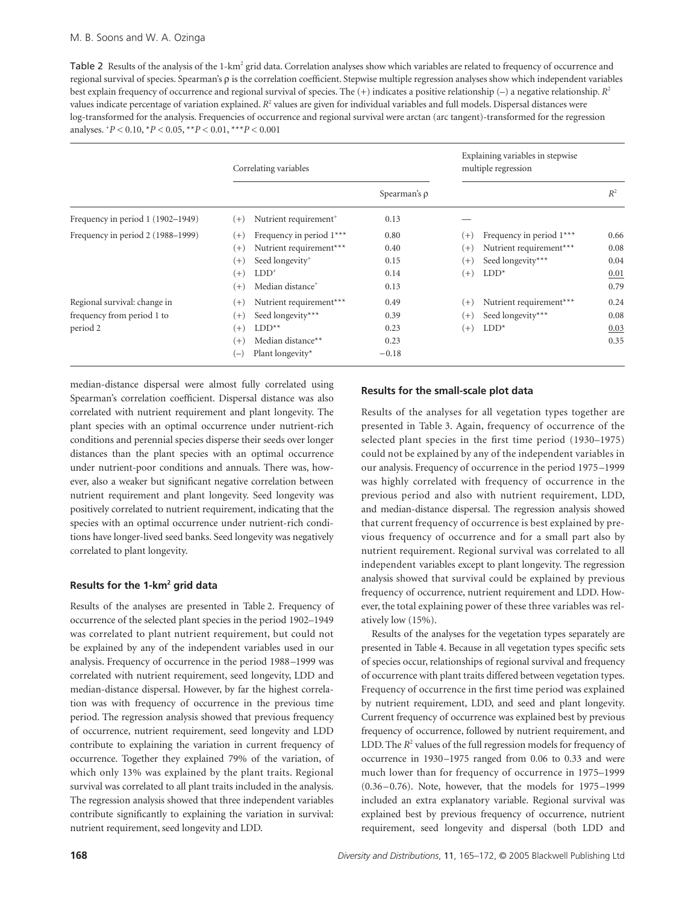**Table 2** Results of the analysis of the 1-km$^2$ grid data. Correlation analyses show which variables are related to frequency of occurrence and regional survival of species. Spearman's ρ is the correlation coefficient. Stepwise multiple regression analyses show which independent variables best explain frequency of occurrence and regional survival of species. The (+) indicates a positive relationship (–) a negative relationship. $R^2$ values indicate percentage of variation explained. $R^2$ values are given for individual variables and full models. Dispersal distances were log-transformed for the analysis. Frequencies of occurrence and regional survival were arctan (arc tangent)-transformed for the regression analyses. $^+P < 0.10$, $^*P < 0.05$, $^{**}P < 0.01$, $^{***}P < 0.001$

| | Correlating variables | | | Explaining variables in stepwise multiple regression | | |
|---|---|---|---|---|---|---|
| | | | Spearman's ρ | | | $R^2$ |
| Frequency in period 1 (1902–1949) | (+) | Nutrient requirement$^+$ | 0.13 | — | | |
| Frequency in period 2 (1988–1999) | (+) | Frequency in period 1*** | 0.80 | (+) | Frequency in period 1*** | 0.66 |
| | (+) | Nutrient requirement*** | 0.40 | (+) | Nutrient requirement*** | 0.08 |
| | (+) | Seed longevity$^+$ | 0.15 | (+) | Seed longevity*** | 0.04 |
| | (+) | LDD$^+$ | 0.14 | (+) | LDD* | 0.01 |
| | (+) | Median distance$^+$ | 0.13 | | | 0.79 |
| Regional survival: change in frequency from period 1 to period 2 | (+) | Nutrient requirement*** | 0.49 | (+) | Nutrient requirement*** | 0.24 |
| | (+) | Seed longevity*** | 0.39 | (+) | Seed longevity*** | 0.08 |
| | (+) | LDD** | 0.23 | (+) | LDD* | 0.03 |
| | (+) | Median distance** | 0.23 | | | 0.35 |
| | (–) | Plant longevity* | −0.18 | | | |

median-distance dispersal were almost fully correlated using Spearman's correlation coefficient. Dispersal distance was also correlated with nutrient requirement and plant longevity. The plant species with an optimal occurrence under nutrient-rich conditions and perennial species disperse their seeds over longer distances than the plant species with an optimal occurrence under nutrient-poor conditions and annuals. There was, however, also a weaker but significant negative correlation between nutrient requirement and plant longevity. Seed longevity was positively correlated to nutrient requirement, indicating that the species with an optimal occurrence under nutrient-rich conditions have longer-lived seed banks. Seed longevity was negatively correlated to plant longevity.

### Results for the 1-km$^2$ grid data

Results of the analyses are presented in Table 2. Frequency of occurrence of the selected plant species in the period 1902–1949 was correlated to plant nutrient requirement, but could not be explained by any of the independent variables used in our analysis. Frequency of occurrence in the period 1988–1999 was correlated with nutrient requirement, seed longevity, LDD and median-distance dispersal. However, by far the highest correlation was with frequency of occurrence in the previous time period. The regression analysis showed that previous frequency of occurrence, nutrient requirement, seed longevity and LDD contribute to explaining the variation in current frequency of occurrence. Together they explained 79% of the variation, of which only 13% was explained by the plant traits. Regional survival was correlated to all plant traits included in the analysis. The regression analysis showed that three independent variables contribute significantly to explaining the variation in survival: nutrient requirement, seed longevity and LDD.

### Results for the small-scale plot data

Results of the analyses for all vegetation types together are presented in Table 3. Again, frequency of occurrence of the selected plant species in the first time period (1930–1975) could not be explained by any of the independent variables in our analysis. Frequency of occurrence in the period 1975–1999 was highly correlated with frequency of occurrence in the previous period and also with nutrient requirement, LDD, and median-distance dispersal. The regression analysis showed that current frequency of occurrence is best explained by previous frequency of occurrence and for a small part also by nutrient requirement. Regional survival was correlated to all independent variables except to plant longevity. The regression analysis showed that survival could be explained by previous frequency of occurrence, nutrient requirement and LDD. However, the total explaining power of these three variables was relatively low (15%).

Results of the analyses for the vegetation types separately are presented in Table 4. Because in all vegetation types specific sets of species occur, relationships of regional survival and frequency of occurrence with plant traits differed between vegetation types. Frequency of occurrence in the first time period was explained by nutrient requirement, LDD, and seed and plant longevity. Current frequency of occurrence was explained best by previous frequency of occurrence, followed by nutrient requirement, and LDD. The $R^2$ values of the full regression models for frequency of occurrence in 1930–1975 ranged from 0.06 to 0.33 and were much lower than for frequency of occurrence in 1975–1999 (0.36–0.76). Note, however, that the models for 1975–1999 included an extra explanatory variable. Regional survival was explained best by previous frequency of occurrence, nutrient requirement, seed longevity and dispersal (both LDD and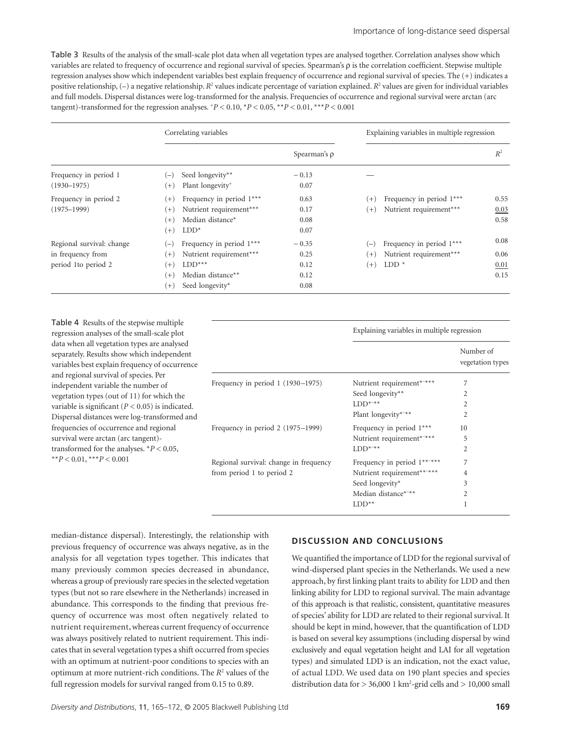Table 3 Results of the analysis of the small-scale plot data when all vegetation types are analysed together. Correlation analyses show which variables are related to frequency of occurrence and regional survival of species. Spearman's ρ is the correlation coefficient. Stepwise multiple regression analyses show which independent variables best explain frequency of occurrence and regional survival of species. The (+) indicates a positive relationship, (–) a negative relationship. $R^2$ values indicate percentage of variation explained. $R^2$ values are given for individual variables and full models. Dispersal distances were log-transformed for the analysis. Frequencies of occurrence and regional survival were arctan (arc tangent)-transformed for the regression analyses. $^+P < 0.10$, $^*P < 0.05$, $^{**}P < 0.01$, $^{***}P < 0.001$

| | Correlating variables | | Explaining variables in multiple regression | |
|---|---|---|---|---|
| | | Spearman's ρ | | $R^2$ |
| Frequency in period 1 (1930–1975) | (–) Seed longevity** | – 0.13 | — | |
| | (+) Plant longevity+ | 0.07 | | |
| Frequency in period 2 (1975–1999) | (+) Frequency in period 1*** | 0.63 | (+) Frequency in period 1*** | 0.55 |
| | (+) Nutrient requirement*** | 0.17 | (+) Nutrient requirement*** | 0.03 |
| | (+) Median distance* | 0.08 | | 0.58 |
| | (+) LDD* | 0.07 | | |
| Regional survival: change in frequency from period 1to period 2 | (–) Frequency in period 1*** | – 0.35 | (–) Frequency in period 1*** | 0.08 |
| | (+) Nutrient requirement*** | 0.25 | (+) Nutrient requirement*** | 0.06 |
| | (+) LDD*** | 0.12 | (+) LDD * | 0.01 |
| | (+) Median distance** | 0.12 | | 0.15 |
| | (+) Seed longevity* | 0.08 | | |

Table 4 Results of the stepwise multiple regression analyses of the small-scale plot data when all vegetation types are analysed separately. Results show which independent variables best explain frequency of occurrence and regional survival of species. Per independent variable the number of vegetation types (out of 11) for which the variable is significant ($P < 0.05$) is indicated. Dispersal distances were log-transformed and frequencies of occurrence and regional survival were arctan (arc tangent)-transformed for the analyses. $^*P < 0.05$, $^{**}P < 0.01$, $^{***}P < 0.001$

| | Explaining variables in multiple regression | |
|---|---|---|
| | | Number of vegetation types |
| Frequency in period 1 (1930–1975) | Nutrient requirement*–*** | 7 |
| | Seed longevity** | 2 |
| | LDD*–** | 2 |
| | Plant longevity*–** | 2 |
| Frequency in period 2 (1975–1999) | Frequency in period 1*** | 10 |
| | Nutrient requirement*–*** | 5 |
| | LDD*–** | 2 |
| Regional survival: change in frequency from period 1 to period 2 | Frequency in period 1**–*** | 7 |
| | Nutrient requirement**–*** | 4 |
| | Seed longevity* | 3 |
| | Median distance*–** | 2 |
| | LDD** | 1 |

median-distance dispersal). Interestingly, the relationship with previous frequency of occurrence was always negative, as in the analysis for all vegetation types together. This indicates that many previously common species decreased in abundance, whereas a group of previously rare species in the selected vegetation types (but not so rare elsewhere in the Netherlands) increased in abundance. This corresponds to the finding that previous frequency of occurrence was most often negatively related to nutrient requirement, whereas current frequency of occurrence was always positively related to nutrient requirement. This indicates that in several vegetation types a shift occurred from species with an optimum at nutrient-poor conditions to species with an optimum at more nutrient-rich conditions. The $R^2$ values of the full regression models for survival ranged from 0.15 to 0.89.

## DISCUSSION AND CONCLUSIONS

We quantified the importance of LDD for the regional survival of wind-dispersed plant species in the Netherlands. We used a new approach, by first linking plant traits to ability for LDD and then linking ability for LDD to regional survival. The main advantage of this approach is that realistic, consistent, quantitative measures of species' ability for LDD are related to their regional survival. It should be kept in mind, however, that the quantification of LDD is based on several key assumptions (including dispersal by wind exclusively and equal vegetation height and LAI for all vegetation types) and simulated LDD is an indication, not the exact value, of actual LDD. We used data on 190 plant species and species distribution data for > 36,000 1 km$^2$-grid cells and > 10,000 small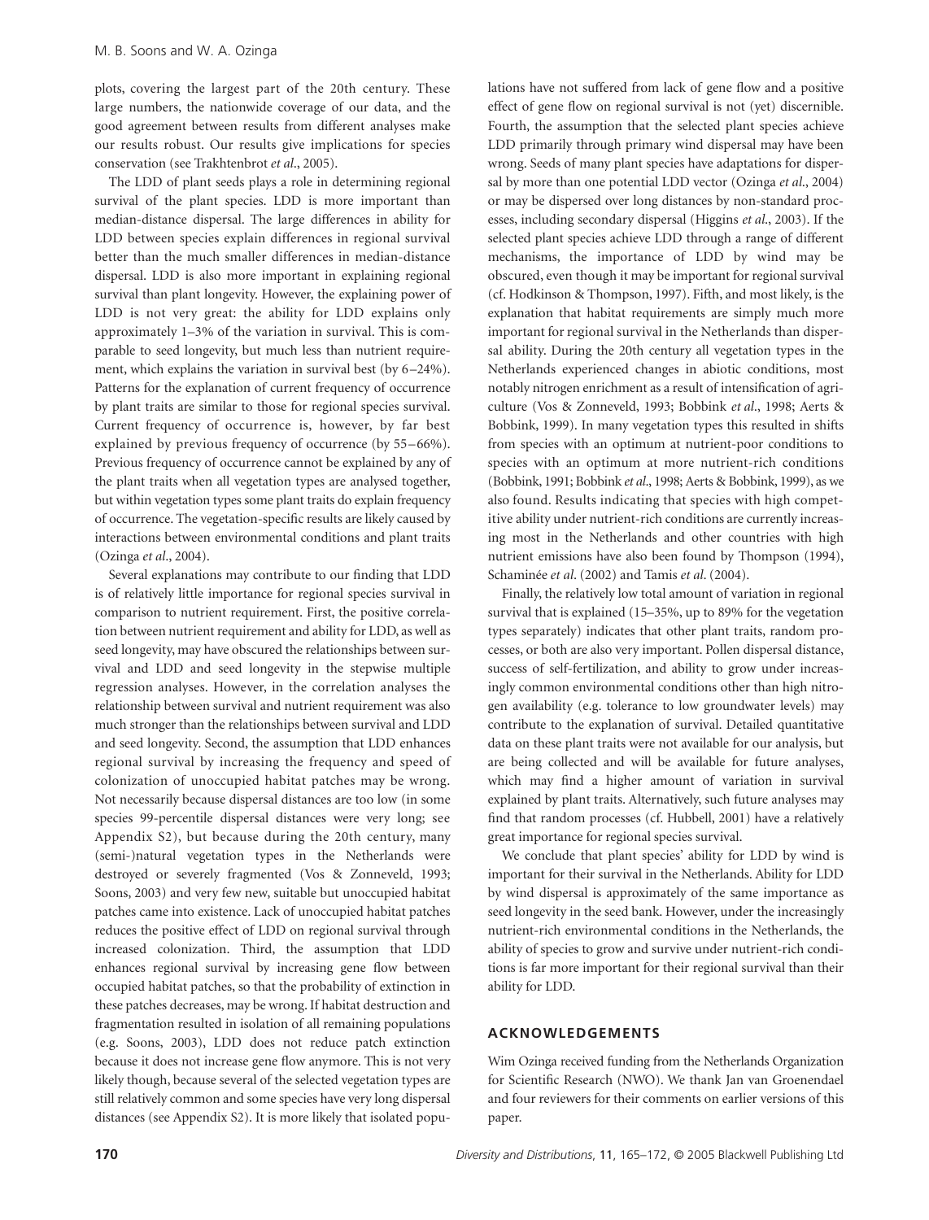plots, covering the largest part of the 20th century. These large numbers, the nationwide coverage of our data, and the good agreement between results from different analyses make our results robust. Our results give implications for species conservation (see Trakhtenbrot *et al*., 2005).

The LDD of plant seeds plays a role in determining regional survival of the plant species. LDD is more important than median-distance dispersal. The large differences in ability for LDD between species explain differences in regional survival better than the much smaller differences in median-distance dispersal. LDD is also more important in explaining regional survival than plant longevity. However, the explaining power of LDD is not very great: the ability for LDD explains only approximately 1–3% of the variation in survival. This is comparable to seed longevity, but much less than nutrient requirement, which explains the variation in survival best (by 6–24%). Patterns for the explanation of current frequency of occurrence by plant traits are similar to those for regional species survival. Current frequency of occurrence is, however, by far best explained by previous frequency of occurrence (by 55–66%). Previous frequency of occurrence cannot be explained by any of the plant traits when all vegetation types are analysed together, but within vegetation types some plant traits do explain frequency of occurrence. The vegetation-specific results are likely caused by interactions between environmental conditions and plant traits (Ozinga *et al*., 2004).

Several explanations may contribute to our finding that LDD is of relatively little importance for regional species survival in comparison to nutrient requirement. First, the positive correlation between nutrient requirement and ability for LDD, as well as seed longevity, may have obscured the relationships between survival and LDD and seed longevity in the stepwise multiple regression analyses. However, in the correlation analyses the relationship between survival and nutrient requirement was also much stronger than the relationships between survival and LDD and seed longevity. Second, the assumption that LDD enhances regional survival by increasing the frequency and speed of colonization of unoccupied habitat patches may be wrong. Not necessarily because dispersal distances are too low (in some species 99-percentile dispersal distances were very long; see Appendix S2), but because during the 20th century, many (semi-)natural vegetation types in the Netherlands were destroyed or severely fragmented (Vos & Zonneveld, 1993; Soons, 2003) and very few new, suitable but unoccupied habitat patches came into existence. Lack of unoccupied habitat patches reduces the positive effect of LDD on regional survival through increased colonization. Third, the assumption that LDD enhances regional survival by increasing gene flow between occupied habitat patches, so that the probability of extinction in these patches decreases, may be wrong. If habitat destruction and fragmentation resulted in isolation of all remaining populations (e.g. Soons, 2003), LDD does not reduce patch extinction because it does not increase gene flow anymore. This is not very likely though, because several of the selected vegetation types are still relatively common and some species have very long dispersal distances (see Appendix S2). It is more likely that isolated populations have not suffered from lack of gene flow and a positive effect of gene flow on regional survival is not (yet) discernible. Fourth, the assumption that the selected plant species achieve LDD primarily through primary wind dispersal may have been wrong. Seeds of many plant species have adaptations for dispersal by more than one potential LDD vector (Ozinga *et al*., 2004) or may be dispersed over long distances by non-standard processes, including secondary dispersal (Higgins *et al*., 2003). If the selected plant species achieve LDD through a range of different mechanisms, the importance of LDD by wind may be obscured, even though it may be important for regional survival (cf. Hodkinson & Thompson, 1997). Fifth, and most likely, is the explanation that habitat requirements are simply much more important for regional survival in the Netherlands than dispersal ability. During the 20th century all vegetation types in the Netherlands experienced changes in abiotic conditions, most notably nitrogen enrichment as a result of intensification of agriculture (Vos & Zonneveld, 1993; Bobbink *et al*., 1998; Aerts & Bobbink, 1999). In many vegetation types this resulted in shifts from species with an optimum at nutrient-poor conditions to species with an optimum at more nutrient-rich conditions (Bobbink, 1991; Bobbink *et al*., 1998; Aerts & Bobbink, 1999), as we also found. Results indicating that species with high competitive ability under nutrient-rich conditions are currently increasing most in the Netherlands and other countries with high nutrient emissions have also been found by Thompson (1994), Schaminée *et al*. (2002) and Tamis *et al*. (2004).

Finally, the relatively low total amount of variation in regional survival that is explained (15–35%, up to 89% for the vegetation types separately) indicates that other plant traits, random processes, or both are also very important. Pollen dispersal distance, success of self-fertilization, and ability to grow under increasingly common environmental conditions other than high nitrogen availability (e.g. tolerance to low groundwater levels) may contribute to the explanation of survival. Detailed quantitative data on these plant traits were not available for our analysis, but are being collected and will be available for future analyses, which may find a higher amount of variation in survival explained by plant traits. Alternatively, such future analyses may find that random processes (cf. Hubbell, 2001) have a relatively great importance for regional species survival.

We conclude that plant species' ability for LDD by wind is important for their survival in the Netherlands. Ability for LDD by wind dispersal is approximately of the same importance as seed longevity in the seed bank. However, under the increasingly nutrient-rich environmental conditions in the Netherlands, the ability of species to grow and survive under nutrient-rich conditions is far more important for their regional survival than their ability for LDD.

## ACKNOWLEDGEMENTS

Wim Ozinga received funding from the Netherlands Organization for Scientific Research (NWO). We thank Jan van Groenendael and four reviewers for their comments on earlier versions of this paper.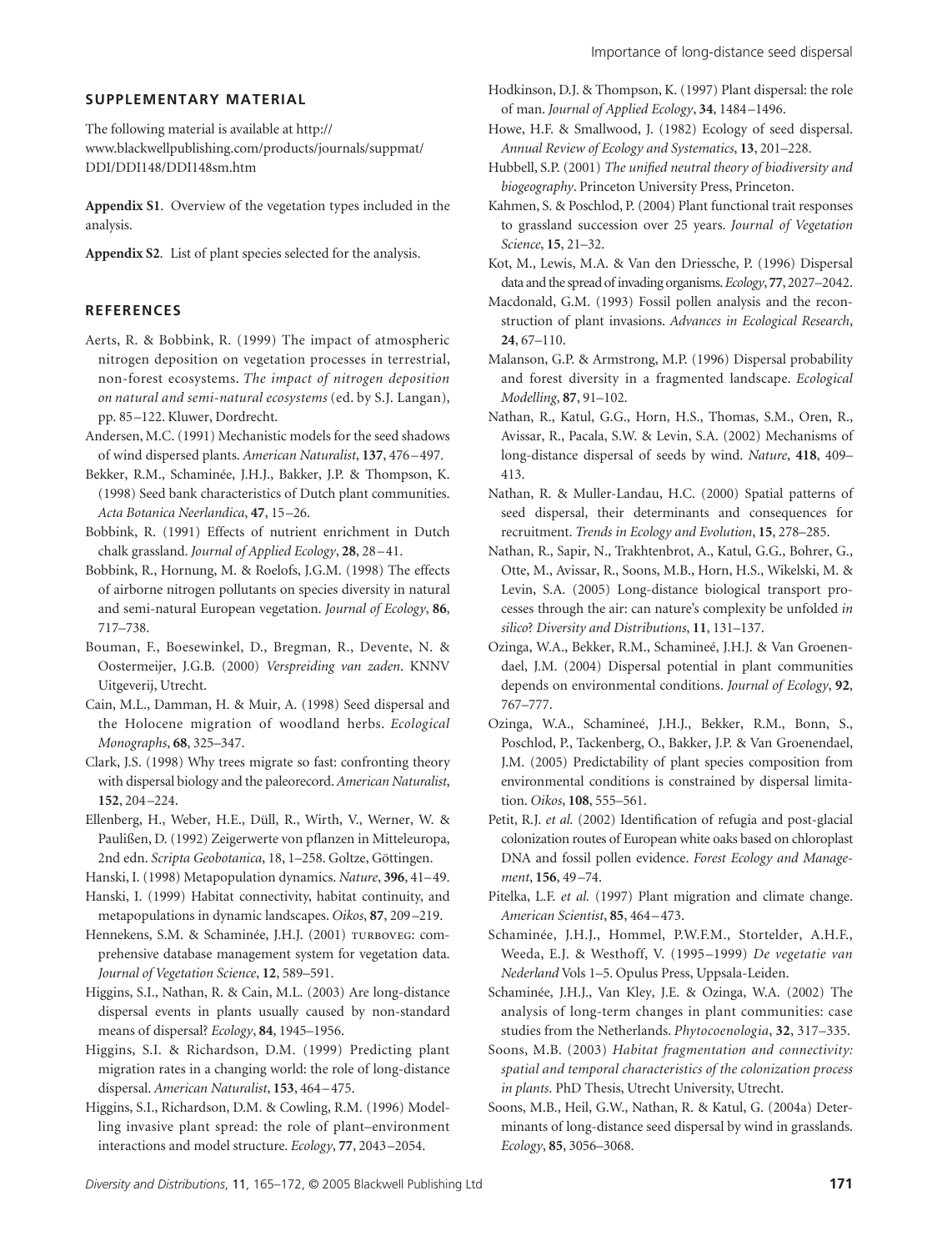## SUPPLEMENTARY MATERIAL

The following material is available at http://www.blackwellpublishing.com/products/journals/suppmat/DDI/DDI148/DDI148sm.htm

**Appendix S1**. Overview of the vegetation types included in the analysis.

**Appendix S2**. List of plant species selected for the analysis.

## REFERENCES

Aerts, R. & Bobbink, R. (1999) The impact of atmospheric nitrogen deposition on vegetation processes in terrestrial, non-forest ecosystems. *The impact of nitrogen deposition on natural and semi-natural ecosystems* (ed. by S.J. Langan), pp. 85–122. Kluwer, Dordrecht.

Andersen, M.C. (1991) Mechanistic models for the seed shadows of wind dispersed plants. *American Naturalist*, **137**, 476–497.

Bekker, R.M., Schaminée, J.H.J., Bakker, J.P. & Thompson, K. (1998) Seed bank characteristics of Dutch plant communities. *Acta Botanica Neerlandica*, **47**, 15–26.

Bobbink, R. (1991) Effects of nutrient enrichment in Dutch chalk grassland. *Journal of Applied Ecology*, **28**, 28–41.

Bobbink, R., Hornung, M. & Roelofs, J.G.M. (1998) The effects of airborne nitrogen pollutants on species diversity in natural and semi-natural European vegetation. *Journal of Ecology*, **86**, 717–738.

Bouman, F., Boesewinkel, D., Bregman, R., Devente, N. & Oostermeijer, J.G.B. (2000) *Verspreiding van zaden*. KNNV Uitgeverij, Utrecht.

Cain, M.L., Damman, H. & Muir, A. (1998) Seed dispersal and the Holocene migration of woodland herbs. *Ecological Monographs*, **68**, 325–347.

Clark, J.S. (1998) Why trees migrate so fast: confronting theory with dispersal biology and the paleorecord. *American Naturalist*, **152**, 204–224.

Ellenberg, H., Weber, H.E., Düll, R., Wirth, V., Werner, W. & Paulißen, D. (1992) Zeigerwerte von pflanzen in Mitteleuropa, 2nd edn. *Scripta Geobotanica*, 18, 1–258. Goltze, Göttingen.

Hanski, I. (1998) Metapopulation dynamics. *Nature*, **396**, 41–49.

Hanski, I. (1999) Habitat connectivity, habitat continuity, and metapopulations in dynamic landscapes. *Oikos*, **87**, 209–219.

Hennekens, S.M. & Schaminée, J.H.J. (2001) TURBOVEG: comprehensive database management system for vegetation data. *Journal of Vegetation Science*, **12**, 589–591.

Higgins, S.I., Nathan, R. & Cain, M.L. (2003) Are long-distance dispersal events in plants usually caused by non-standard means of dispersal? *Ecology*, **84**, 1945–1956.

Higgins, S.I. & Richardson, D.M. (1999) Predicting plant migration rates in a changing world: the role of long-distance dispersal. *American Naturalist*, **153**, 464–475.

Higgins, S.I., Richardson, D.M. & Cowling, R.M. (1996) Modelling invasive plant spread: the role of plant–environment interactions and model structure. *Ecology*, **77**, 2043–2054.

Hodkinson, D.J. & Thompson, K. (1997) Plant dispersal: the role of man. *Journal of Applied Ecology*, **34**, 1484–1496.

Howe, H.F. & Smallwood, J. (1982) Ecology of seed dispersal. *Annual Review of Ecology and Systematics*, **13**, 201–228.

Hubbell, S.P. (2001) *The unified neutral theory of biodiversity and biogeography*. Princeton University Press, Princeton.

Kahmen, S. & Poschlod, P. (2004) Plant functional trait responses to grassland succession over 25 years. *Journal of Vegetation Science*, **15**, 21–32.

Kot, M., Lewis, M.A. & Van den Driessche, P. (1996) Dispersal data and the spread of invading organisms. *Ecology*, **77**, 2027–2042.

Macdonald, G.M. (1993) Fossil pollen analysis and the reconstruction of plant invasions. *Advances in Ecological Research*, **24**, 67–110.

Malanson, G.P. & Armstrong, M.P. (1996) Dispersal probability and forest diversity in a fragmented landscape. *Ecological Modelling*, **87**, 91–102.

Nathan, R., Katul, G.G., Horn, H.S., Thomas, S.M., Oren, R., Avissar, R., Pacala, S.W. & Levin, S.A. (2002) Mechanisms of long-distance dispersal of seeds by wind. *Nature*, **418**, 409–413.

Nathan, R. & Muller-Landau, H.C. (2000) Spatial patterns of seed dispersal, their determinants and consequences for recruitment. *Trends in Ecology and Evolution*, **15**, 278–285.

Nathan, R., Sapir, N., Trakhtenbrot, A., Katul, G.G., Bohrer, G., Otte, M., Avissar, R., Soons, M.B., Horn, H.S., Wikelski, M. & Levin, S.A. (2005) Long-distance biological transport processes through the air: can nature's complexity be unfolded *in silico*? *Diversity and Distributions*, **11**, 131–137.

Ozinga, W.A., Bekker, R.M., Schamineé, J.H.J. & Van Groenendael, J.M. (2004) Dispersal potential in plant communities depends on environmental conditions. *Journal of Ecology*, **92**, 767–777.

Ozinga, W.A., Schamineé, J.H.J., Bekker, R.M., Bonn, S., Poschlod, P., Tackenberg, O., Bakker, J.P. & Van Groenendael, J.M. (2005) Predictability of plant species composition from environmental conditions is constrained by dispersal limitation. *Oikos*, **108**, 555–561.

Petit, R.J. *et al.* (2002) Identification of refugia and post-glacial colonization routes of European white oaks based on chloroplast DNA and fossil pollen evidence. *Forest Ecology and Management*, **156**, 49–74.

Pitelka, L.F. *et al.* (1997) Plant migration and climate change. *American Scientist*, **85**, 464–473.

Schaminée, J.H.J., Hommel, P.W.F.M., Stortelder, A.H.F., Weeda, E.J. & Westhoff, V. (1995–1999) *De vegetatie van Nederland* Vols 1–5. Opulus Press, Uppsala-Leiden.

Schaminée, J.H.J., Van Kley, J.E. & Ozinga, W.A. (2002) The analysis of long-term changes in plant communities: case studies from the Netherlands. *Phytocoenologia*, **32**, 317–335.

Soons, M.B. (2003) *Habitat fragmentation and connectivity: spatial and temporal characteristics of the colonization process in plants*. PhD Thesis, Utrecht University, Utrecht.

Soons, M.B., Heil, G.W., Nathan, R. & Katul, G. (2004a) Determinants of long-distance seed dispersal by wind in grasslands. *Ecology*, **85**, 3056–3068.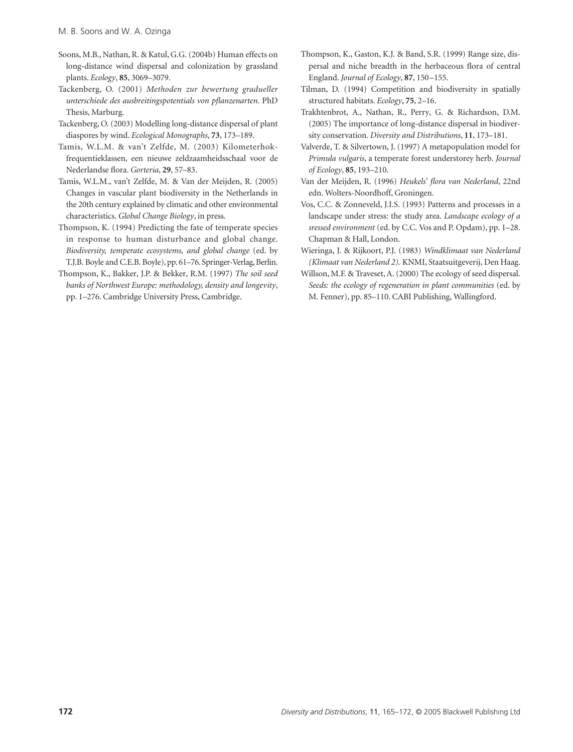Soons, M.B., Nathan, R. & Katul, G.G. (2004b) Human effects on long-distance wind dispersal and colonization by grassland plants. *Ecology*, **85**, 3069–3079.

Tackenberg, O. (2001) *Methoden zur bewertung gradueller unterschiede des ausbreitingspotentials von pflanzenarten*. PhD Thesis, Marburg.

Tackenberg, O. (2003) Modelling long-distance dispersal of plant diaspores by wind. *Ecological Monographs*, **73**, 173–189.

Tamis, W.L.M. & van't Zelfde, M. (2003) Kilometerhokfrequentieklassen, een nieuwe zeldzaamheidsschaal voor de Nederlandse flora. *Gorteria*, **29**, 57–83.

Tamis, W.L.M., van't Zelfde, M. & Van der Meijden, R. (2005) Changes in vascular plant biodiversity in the Netherlands in the 20th century explained by climatic and other environmental characteristics. *Global Change Biology*, in press.

Thompson, K. (1994) Predicting the fate of temperate species in response to human disturbance and global change. *Biodiversity, temperate ecosystems, and global change* (ed. by T.J.B. Boyle and C.E.B. Boyle), pp. 61–76. Springer-Verlag, Berlin.

Thompson, K., Bakker, J.P. & Bekker, R.M. (1997) *The soil seed banks of Northwest Europe: methodology, density and longevity*, pp. 1–276. Cambridge University Press, Cambridge.

Thompson, K., Gaston, K.J. & Band, S.R. (1999) Range size, dispersal and niche breadth in the herbaceous flora of central England. *Journal of Ecology*, **87**, 150–155.

Tilman, D. (1994) Competition and biodiversity in spatially structured habitats. *Ecology*, **75**, 2–16.

Trakhtenbrot, A., Nathan, R., Perry, G. & Richardson, D.M. (2005) The importance of long-distance dispersal in biodiversity conservation. *Diversity and Distributions*, **11**, 173–181.

Valverde, T. & Silvertown, J. (1997) A metapopulation model for *Primula vulgaris*, a temperate forest understorey herb. *Journal of Ecology*, **85**, 193–210.

Van der Meijden, R. (1996) *Heukels' flora van Nederland*, 22nd edn. Wolters-Noordhoff, Groningen.

Vos, C.C. & Zonneveld, J.I.S. (1993) Patterns and processes in a landscape under stress: the study area. *Landscape ecology of a sressed environment* (ed. by C.C. Vos and P. Opdam), pp. 1–28. Chapman & Hall, London.

Wieringa, J. & Rijkoort, P.J. (1983) *Windklimaat van Nederland (Klimaat van Nederland 2).* KNMI, Staatsuitgeverij, Den Haag.

Willson, M.F. & Traveset, A. (2000) The ecology of seed dispersal. *Seeds: the ecology of regeneration in plant communities* (ed. by M. Fenner), pp. 85–110. CABI Publishing, Wallingford.